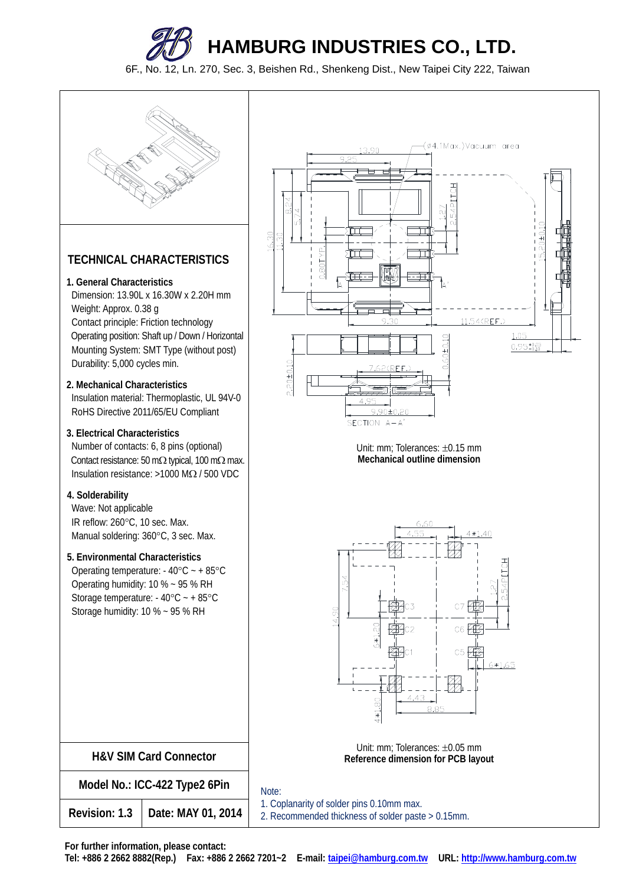# HAMBURG INDUSTRIES CO., LTD.

6F., No. 12, Ln. 270, Sec. 3, Beishen Rd., Shenkeng Dist., New Taipei City 222, Taiwan

## TECHNICAL CHARACTERISTICS

**1. General Characteristics**

Dimension: 13.90L x 16.30W x 2.20H mm
Weight: Approx. 0.38 g
Contact principle: Friction technology
Operating position: Shaft up / Down / Horizontal
Mounting System: SMT Type (without post)
Durability: 5,000 cycles min.

**2. Mechanical Characteristics**

Insulation material: Thermoplastic, UL 94V-0
RoHS Directive 2011/65/EU Compliant

**3. Electrical Characteristics**

Number of contacts: 6, 8 pins (optional)
Contact resistance: 50 mΩ typical, 100 mΩ max.
Insulation resistance: >1000 MΩ / 500 VDC

**4. Solderability**

Wave: Not applicable
IR reflow: 260°C, 10 sec. Max.
Manual soldering: 360°C, 3 sec. Max.

**5. Environmental Characteristics**

Operating temperature: - 40°C ~ + 85°C
Operating humidity: 10 % ~ 95 % RH
Storage temperature: - 40°C ~ + 85°C
Storage humidity: 10 % ~ 95 % RH

Unit: mm; Tolerances: ±0.15 mm
**Mechanical outline dimension**

Unit: mm; Tolerances: ±0.05 mm
**Reference dimension for PCB layout**

| **H&V SIM Card Connector** | |
|---|---|
| **Model No.: ICC-422 Type2 6Pin** | |
| **Revision: 1.3** | **Date: MAY 01, 2014** |

Note:
1. Coplanarity of solder pins 0.10mm max.
2. Recommended thickness of solder paste > 0.15mm.

**For further information, please contact:**
**Tel: +886 2 2662 8882(Rep.) Fax: +886 2 2662 7201~2 E-mail: taipei@hamburg.com.tw URL: http://www.hamburg.com.tw**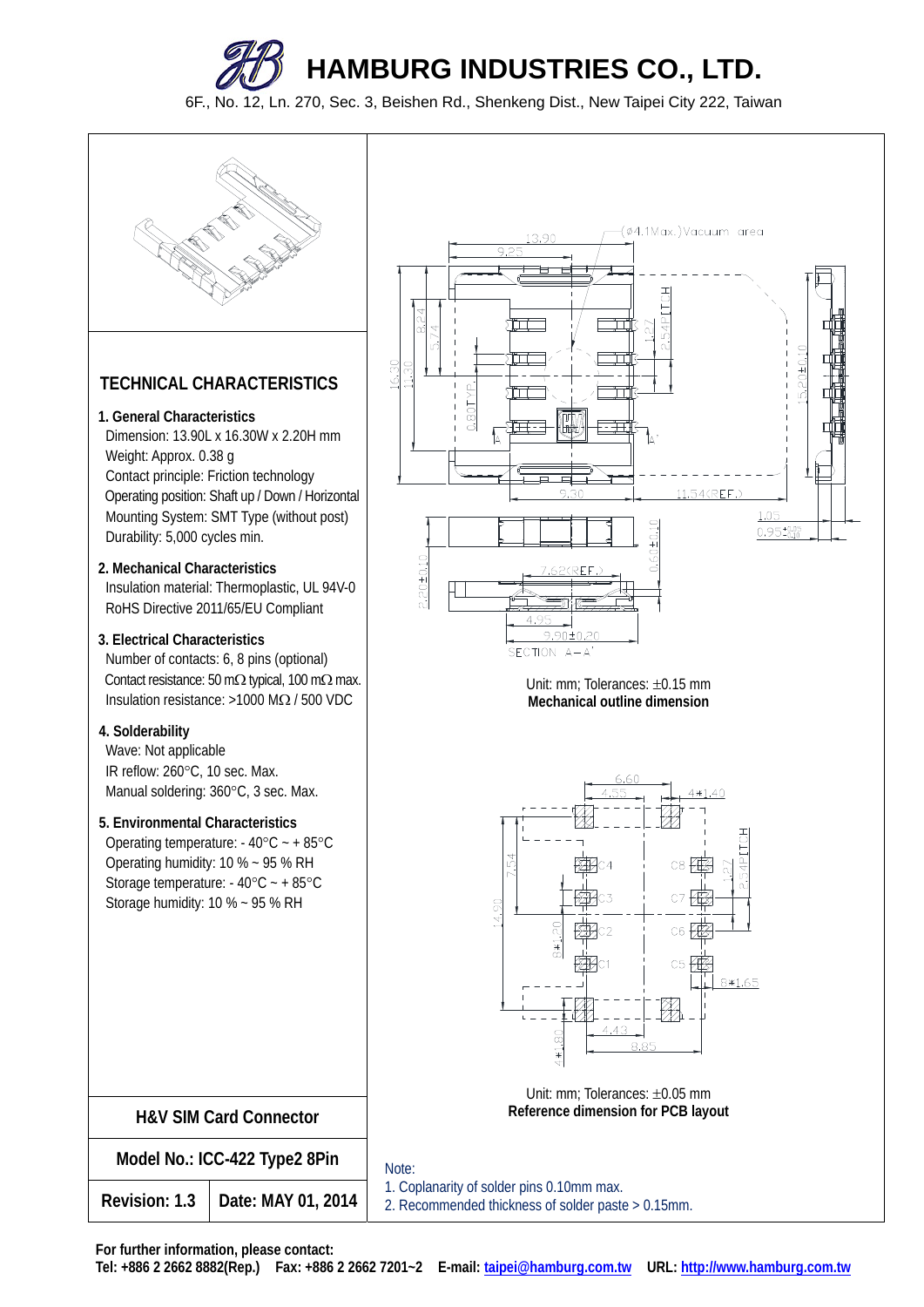# HAMBURG INDUSTRIES CO., LTD.

6F., No. 12, Ln. 270, Sec. 3, Beishen Rd., Shenkeng Dist., New Taipei City 222, Taiwan

## TECHNICAL CHARACTERISTICS

**1. General Characteristics**

Dimension: 13.90L x 16.30W x 2.20H mm
Weight: Approx. 0.38 g
Contact principle: Friction technology
Operating position: Shaft up / Down / Horizontal
Mounting System: SMT Type (without post)
Durability: 5,000 cycles min.

**2. Mechanical Characteristics**

Insulation material: Thermoplastic, UL 94V-0
RoHS Directive 2011/65/EU Compliant

**3. Electrical Characteristics**

Number of contacts: 6, 8 pins (optional)
Contact resistance: 50 mΩ typical, 100 mΩ max.
Insulation resistance: >1000 MΩ / 500 VDC

**4. Solderability**

Wave: Not applicable
IR reflow: 260°C, 10 sec. Max.
Manual soldering: 360°C, 3 sec. Max.

**5. Environmental Characteristics**

Operating temperature: - 40°C ~ + 85°C
Operating humidity: 10 % ~ 95 % RH
Storage temperature: - 40°C ~ + 85°C
Storage humidity: 10 % ~ 95 % RH

Unit: mm; Tolerances: ±0.15 mm
**Mechanical outline dimension**

Unit: mm; Tolerances: ±0.05 mm
**Reference dimension for PCB layout**

**H&V SIM Card Connector**

**Model No.: ICC-422 Type2 8Pin**

| | |
|---|---|
| **Revision: 1.3** | **Date: MAY 01, 2014** |

Note:
1. Coplanarity of solder pins 0.10mm max.
2. Recommended thickness of solder paste > 0.15mm.

**For further information, please contact:**
**Tel: +886 2 2662 8882(Rep.) Fax: +886 2 2662 7201~2 E-mail: taipei@hamburg.com.tw URL: http://www.hamburg.com.tw**